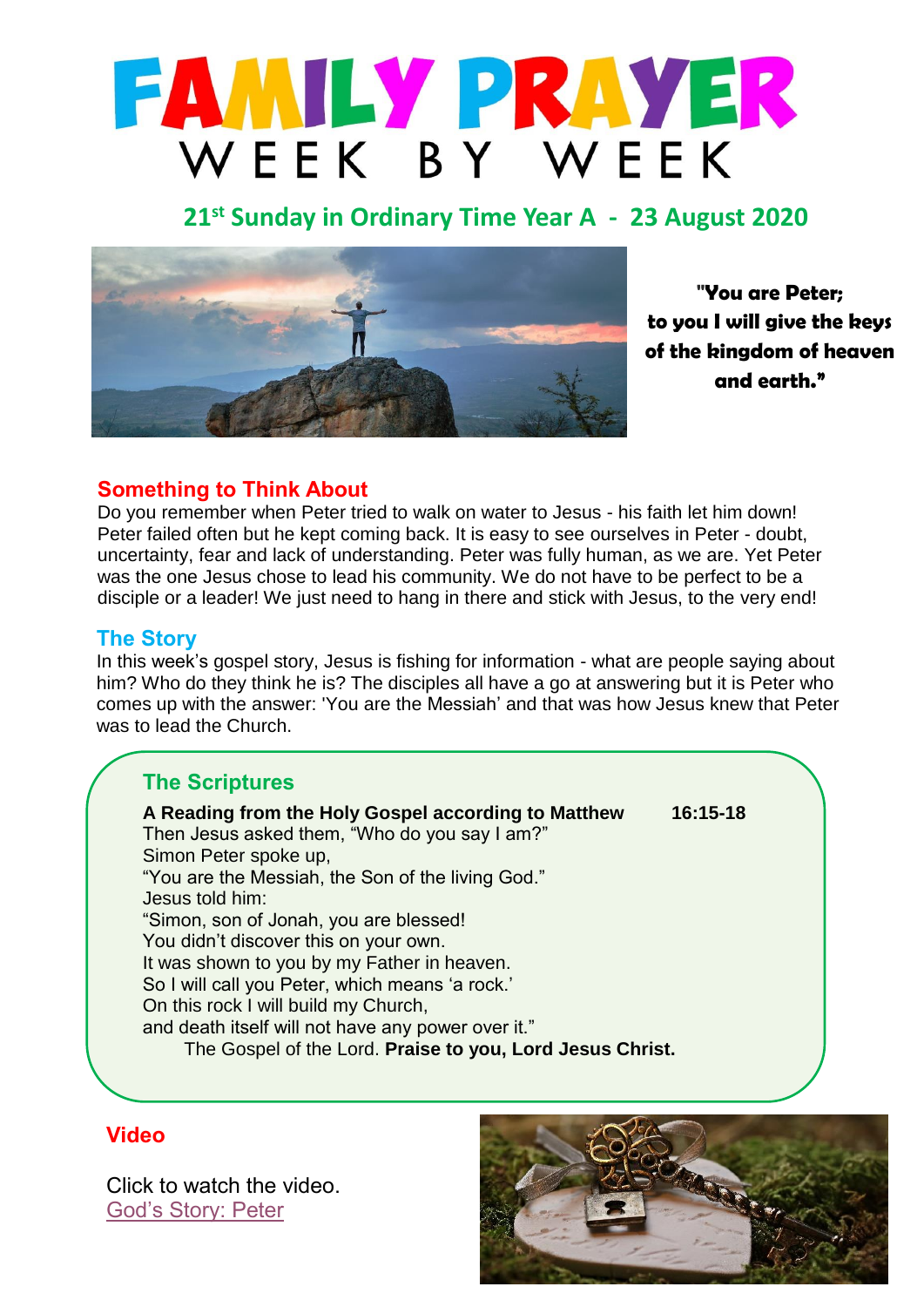# FAMILY PRAYER

## WEEK BY WEEK

## 21st Sunday in Ordinary Time Year A - 23 August 2020

**"You are Peter; to you I will give the keys of the kingdom of heaven and earth."**

### Something to Think About

Do you remember when Peter tried to walk on water to Jesus - his faith let him down! Peter failed often but he kept coming back. It is easy to see ourselves in Peter - doubt, uncertainty, fear and lack of understanding. Peter was fully human, as we are. Yet Peter was the one Jesus chose to lead his community. We do not have to be perfect to be a disciple or a leader! We just need to hang in there and stick with Jesus, to the very end!

### The Story

In this week's gospel story, Jesus is fishing for information - what are people saying about him? Who do they think he is? The disciples all have a go at answering but it is Peter who comes up with the answer: 'You are the Messiah' and that was how Jesus knew that Peter was to lead the Church.

### The Scriptures

**A Reading from the Holy Gospel according to Matthew 16:15-18**

Then Jesus asked them, "Who do you say I am?"
Simon Peter spoke up,
"You are the Messiah, the Son of the living God."
Jesus told him:
"Simon, son of Jonah, you are blessed!
You didn't discover this on your own.
It was shown to you by my Father in heaven.
So I will call you Peter, which means 'a rock.'
On this rock I will build my Church,
and death itself will not have any power over it."

The Gospel of the Lord. **Praise to you, Lord Jesus Christ.**

### Video

Click to watch the video.
[God's Story: Peter]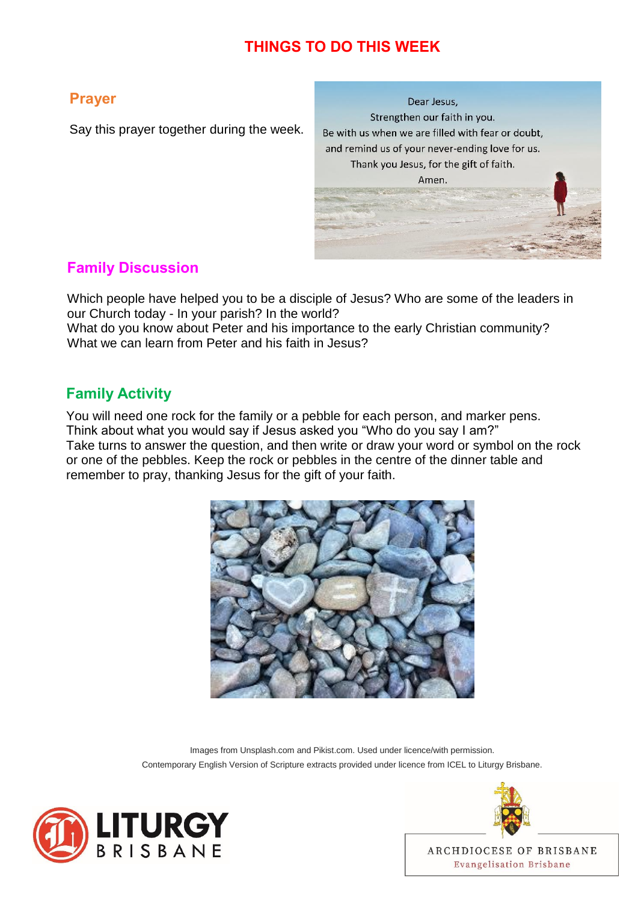# THINGS TO DO THIS WEEK

## Prayer

Say this prayer together during the week.

Dear Jesus,
Strengthen our faith in you.
Be with us when we are filled with fear or doubt,
and remind us of your never-ending love for us.
Thank you Jesus, for the gift of faith.
Amen.

## Family Discussion

Which people have helped you to be a disciple of Jesus? Who are some of the leaders in our Church today - In your parish? In the world?
What do you know about Peter and his importance to the early Christian community?
What we can learn from Peter and his faith in Jesus?

## Family Activity

You will need one rock for the family or a pebble for each person, and marker pens.
Think about what you would say if Jesus asked you "Who do you say I am?"
Take turns to answer the question, and then write or draw your word or symbol on the rock or one of the pebbles. Keep the rock or pebbles in the centre of the dinner table and remember to pray, thanking Jesus for the gift of your faith.

Images from Unsplash.com and Pikist.com. Used under licence/with permission.
Contemporary English Version of Scripture extracts provided under licence from ICEL to Liturgy Brisbane.

LITURGY BRISBANE

ARCHDIOCESE OF BRISBANE
Evangelisation Brisbane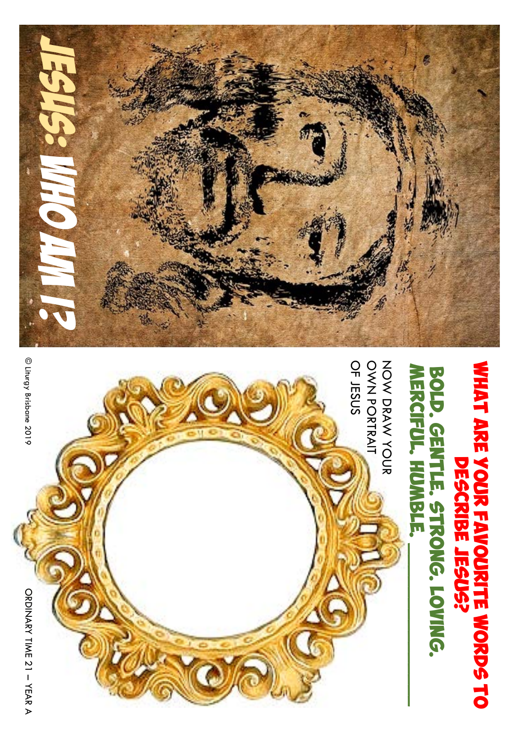# JESUS: WHO AM I?

## WHAT ARE YOUR FAVOURITE WORDS TO DESCRIBE JESUS?

**BOLD. GENTLE. STRONG. LOVING. MERCIFUL. HUMBLE. \_\_\_\_\_\_\_\_\_\_\_\_**

NOW DRAW YOUR OWN PORTRAIT OF JESUS

© Liturgy Brisbane 2019

ORDINARY TIME 21 – YEAR A